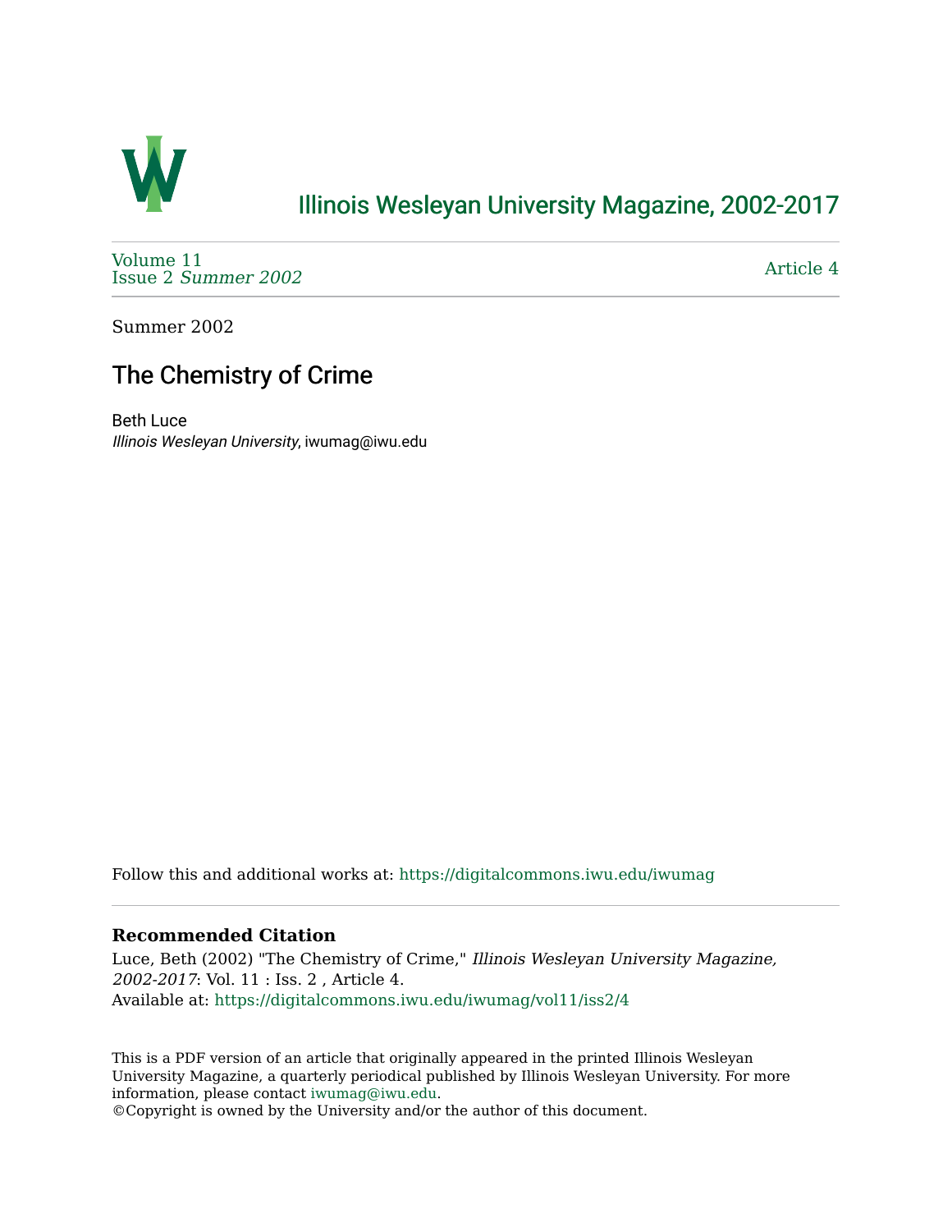# Illinois Wesleyan University Magazine, 2002-2017

Volume 11
Issue 2 *Summer 2002*

Article 4

Summer 2002

## The Chemistry of Crime

Beth Luce
*Illinois Wesleyan University*, iwumag@iwu.edu

Follow this and additional works at: https://digitalcommons.iwu.edu/iwumag

### Recommended Citation

Luce, Beth (2002) "The Chemistry of Crime," *Illinois Wesleyan University Magazine, 2002-2017*: Vol. 11 : Iss. 2 , Article 4.
Available at: https://digitalcommons.iwu.edu/iwumag/vol11/iss2/4

This is a PDF version of an article that originally appeared in the printed Illinois Wesleyan University Magazine, a quarterly periodical published by Illinois Wesleyan University. For more information, please contact iwumag@iwu.edu.
©Copyright is owned by the University and/or the author of this document.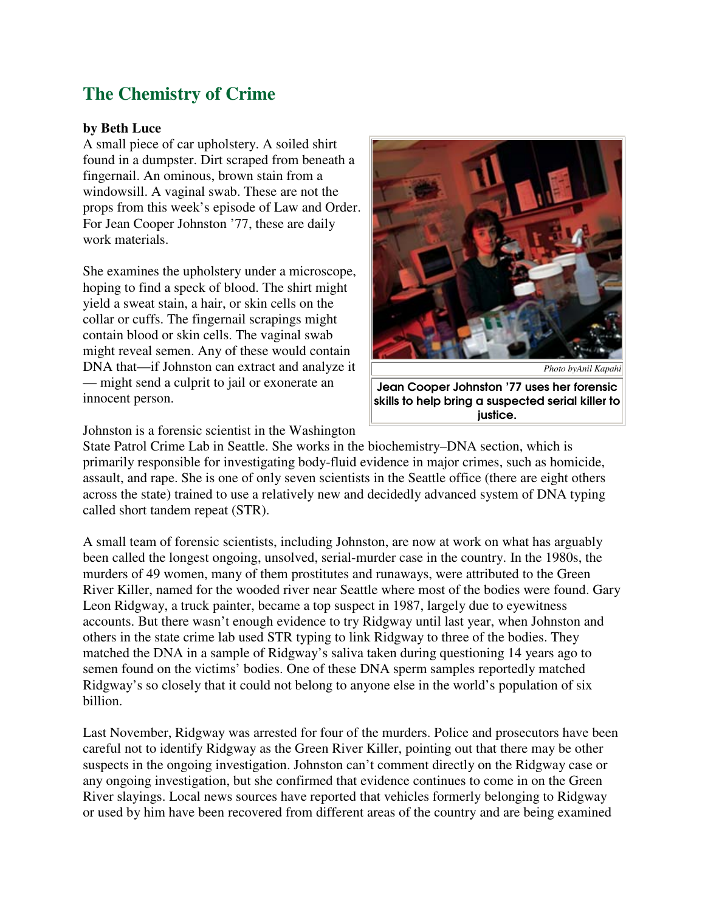# The Chemistry of Crime

**by Beth Luce**

A small piece of car upholstery. A soiled shirt found in a dumpster. Dirt scraped from beneath a fingernail. An ominous, brown stain from a windowsill. A vaginal swab. These are not the props from this week's episode of Law and Order. For Jean Cooper Johnston '77, these are daily work materials.

She examines the upholstery under a microscope, hoping to find a speck of blood. The shirt might yield a sweat stain, a hair, or skin cells on the collar or cuffs. The fingernail scrapings might contain blood or skin cells. The vaginal swab might reveal semen. Any of these would contain DNA that—if Johnston can extract and analyze it — might send a culprit to jail or exonerate an innocent person.

*Photo byAnil Kapahi*

Jean Cooper Johnston '77 uses her forensic skills to help bring a suspected serial killer to justice.

Johnston is a forensic scientist in the Washington State Patrol Crime Lab in Seattle. She works in the biochemistry–DNA section, which is primarily responsible for investigating body-fluid evidence in major crimes, such as homicide, assault, and rape. She is one of only seven scientists in the Seattle office (there are eight others across the state) trained to use a relatively new and decidedly advanced system of DNA typing called short tandem repeat (STR).

A small team of forensic scientists, including Johnston, are now at work on what has arguably been called the longest ongoing, unsolved, serial-murder case in the country. In the 1980s, the murders of 49 women, many of them prostitutes and runaways, were attributed to the Green River Killer, named for the wooded river near Seattle where most of the bodies were found. Gary Leon Ridgway, a truck painter, became a top suspect in 1987, largely due to eyewitness accounts. But there wasn't enough evidence to try Ridgway until last year, when Johnston and others in the state crime lab used STR typing to link Ridgway to three of the bodies. They matched the DNA in a sample of Ridgway's saliva taken during questioning 14 years ago to semen found on the victims' bodies. One of these DNA sperm samples reportedly matched Ridgway's so closely that it could not belong to anyone else in the world's population of six billion.

Last November, Ridgway was arrested for four of the murders. Police and prosecutors have been careful not to identify Ridgway as the Green River Killer, pointing out that there may be other suspects in the ongoing investigation. Johnston can't comment directly on the Ridgway case or any ongoing investigation, but she confirmed that evidence continues to come in on the Green River slayings. Local news sources have reported that vehicles formerly belonging to Ridgway or used by him have been recovered from different areas of the country and are being examined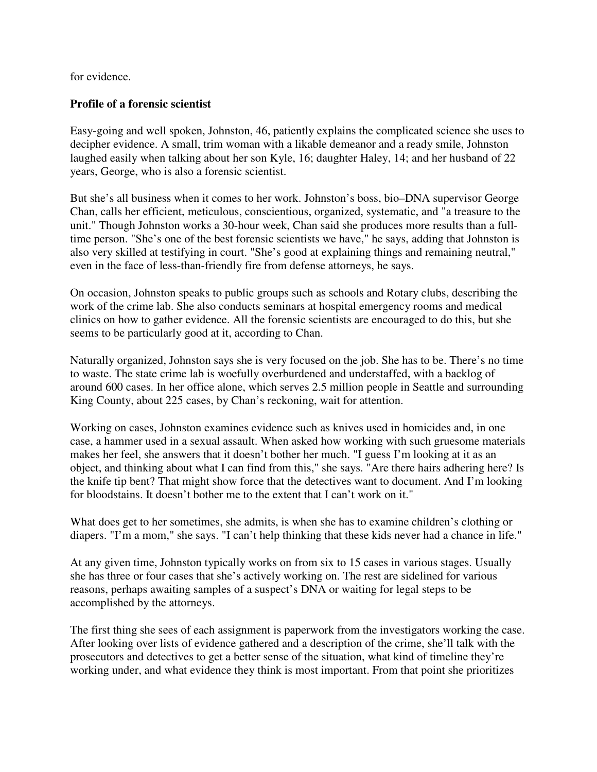for evidence.

**Profile of a forensic scientist**

Easy-going and well spoken, Johnston, 46, patiently explains the complicated science she uses to decipher evidence. A small, trim woman with a likable demeanor and a ready smile, Johnston laughed easily when talking about her son Kyle, 16; daughter Haley, 14; and her husband of 22 years, George, who is also a forensic scientist.

But she's all business when it comes to her work. Johnston's boss, bio–DNA supervisor George Chan, calls her efficient, meticulous, conscientious, organized, systematic, and "a treasure to the unit." Though Johnston works a 30-hour week, Chan said she produces more results than a full-time person. "She's one of the best forensic scientists we have," he says, adding that Johnston is also very skilled at testifying in court. "She's good at explaining things and remaining neutral," even in the face of less-than-friendly fire from defense attorneys, he says.

On occasion, Johnston speaks to public groups such as schools and Rotary clubs, describing the work of the crime lab. She also conducts seminars at hospital emergency rooms and medical clinics on how to gather evidence. All the forensic scientists are encouraged to do this, but she seems to be particularly good at it, according to Chan.

Naturally organized, Johnston says she is very focused on the job. She has to be. There's no time to waste. The state crime lab is woefully overburdened and understaffed, with a backlog of around 600 cases. In her office alone, which serves 2.5 million people in Seattle and surrounding King County, about 225 cases, by Chan's reckoning, wait for attention.

Working on cases, Johnston examines evidence such as knives used in homicides and, in one case, a hammer used in a sexual assault. When asked how working with such gruesome materials makes her feel, she answers that it doesn't bother her much. "I guess I'm looking at it as an object, and thinking about what I can find from this," she says. "Are there hairs adhering here? Is the knife tip bent? That might show force that the detectives want to document. And I'm looking for bloodstains. It doesn't bother me to the extent that I can't work on it."

What does get to her sometimes, she admits, is when she has to examine children's clothing or diapers. "I'm a mom," she says. "I can't help thinking that these kids never had a chance in life."

At any given time, Johnston typically works on from six to 15 cases in various stages. Usually she has three or four cases that she's actively working on. The rest are sidelined for various reasons, perhaps awaiting samples of a suspect's DNA or waiting for legal steps to be accomplished by the attorneys.

The first thing she sees of each assignment is paperwork from the investigators working the case. After looking over lists of evidence gathered and a description of the crime, she'll talk with the prosecutors and detectives to get a better sense of the situation, what kind of timeline they're working under, and what evidence they think is most important. From that point she prioritizes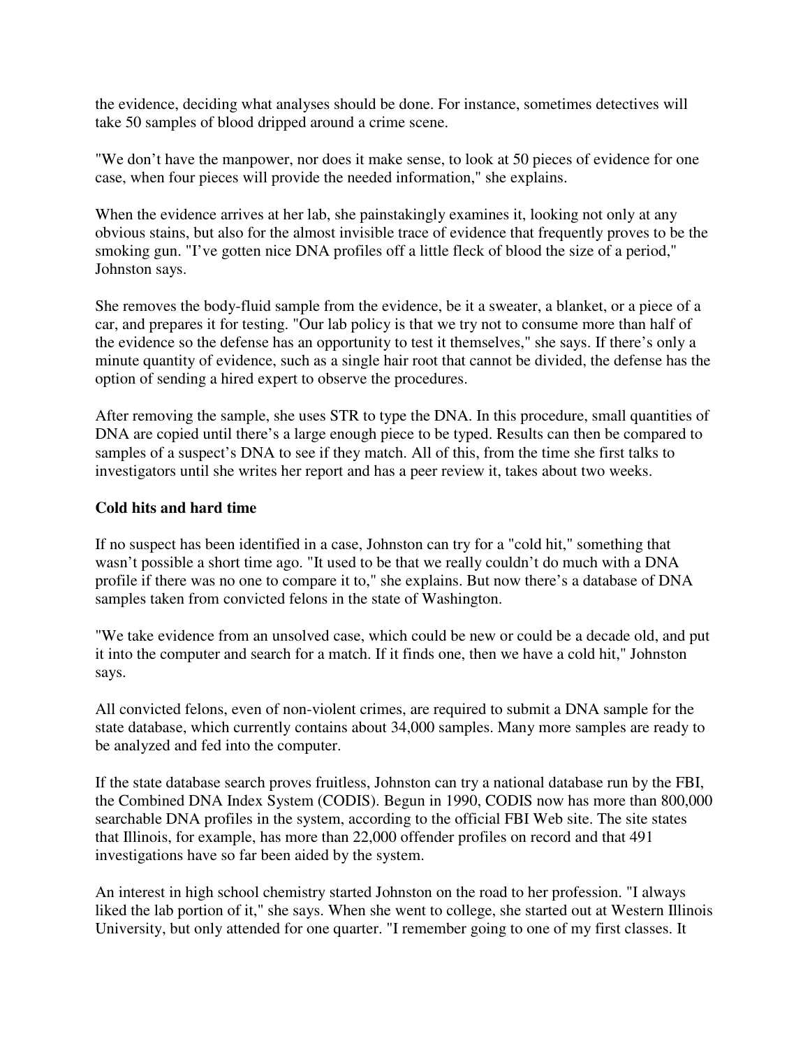the evidence, deciding what analyses should be done. For instance, sometimes detectives will take 50 samples of blood dripped around a crime scene.

"We don't have the manpower, nor does it make sense, to look at 50 pieces of evidence for one case, when four pieces will provide the needed information," she explains.

When the evidence arrives at her lab, she painstakingly examines it, looking not only at any obvious stains, but also for the almost invisible trace of evidence that frequently proves to be the smoking gun. "I've gotten nice DNA profiles off a little fleck of blood the size of a period," Johnston says.

She removes the body-fluid sample from the evidence, be it a sweater, a blanket, or a piece of a car, and prepares it for testing. "Our lab policy is that we try not to consume more than half of the evidence so the defense has an opportunity to test it themselves," she says. If there's only a minute quantity of evidence, such as a single hair root that cannot be divided, the defense has the option of sending a hired expert to observe the procedures.

After removing the sample, she uses STR to type the DNA. In this procedure, small quantities of DNA are copied until there's a large enough piece to be typed. Results can then be compared to samples of a suspect's DNA to see if they match. All of this, from the time she first talks to investigators until she writes her report and has a peer review it, takes about two weeks.

**Cold hits and hard time**

If no suspect has been identified in a case, Johnston can try for a "cold hit," something that wasn't possible a short time ago. "It used to be that we really couldn't do much with a DNA profile if there was no one to compare it to," she explains. But now there's a database of DNA samples taken from convicted felons in the state of Washington.

"We take evidence from an unsolved case, which could be new or could be a decade old, and put it into the computer and search for a match. If it finds one, then we have a cold hit," Johnston says.

All convicted felons, even of non-violent crimes, are required to submit a DNA sample for the state database, which currently contains about 34,000 samples. Many more samples are ready to be analyzed and fed into the computer.

If the state database search proves fruitless, Johnston can try a national database run by the FBI, the Combined DNA Index System (CODIS). Begun in 1990, CODIS now has more than 800,000 searchable DNA profiles in the system, according to the official FBI Web site. The site states that Illinois, for example, has more than 22,000 offender profiles on record and that 491 investigations have so far been aided by the system.

An interest in high school chemistry started Johnston on the road to her profession. "I always liked the lab portion of it," she says. When she went to college, she started out at Western Illinois University, but only attended for one quarter. "I remember going to one of my first classes. It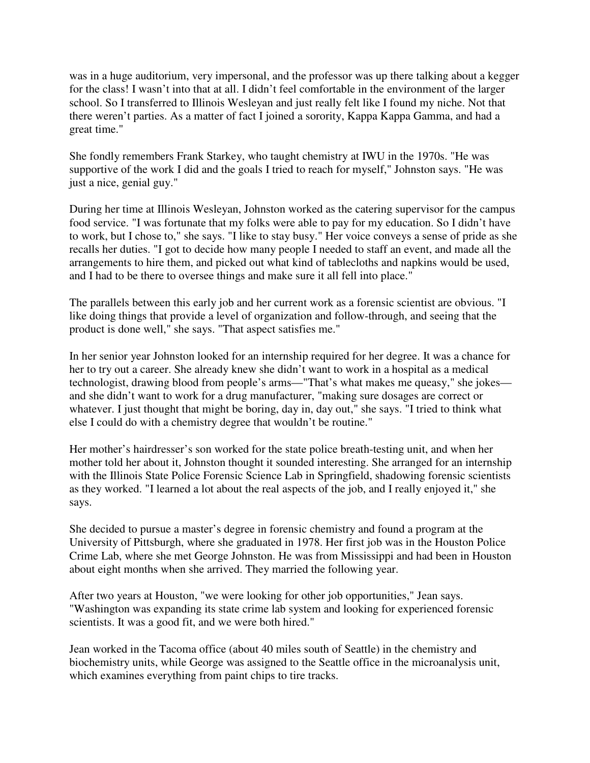was in a huge auditorium, very impersonal, and the professor was up there talking about a kegger for the class! I wasn't into that at all. I didn't feel comfortable in the environment of the larger school. So I transferred to Illinois Wesleyan and just really felt like I found my niche. Not that there weren't parties. As a matter of fact I joined a sorority, Kappa Kappa Gamma, and had a great time."

She fondly remembers Frank Starkey, who taught chemistry at IWU in the 1970s. "He was supportive of the work I did and the goals I tried to reach for myself," Johnston says. "He was just a nice, genial guy."

During her time at Illinois Wesleyan, Johnston worked as the catering supervisor for the campus food service. "I was fortunate that my folks were able to pay for my education. So I didn't have to work, but I chose to," she says. "I like to stay busy." Her voice conveys a sense of pride as she recalls her duties. "I got to decide how many people I needed to staff an event, and made all the arrangements to hire them, and picked out what kind of tablecloths and napkins would be used, and I had to be there to oversee things and make sure it all fell into place."

The parallels between this early job and her current work as a forensic scientist are obvious. "I like doing things that provide a level of organization and follow-through, and seeing that the product is done well," she says. "That aspect satisfies me."

In her senior year Johnston looked for an internship required for her degree. It was a chance for her to try out a career. She already knew she didn't want to work in a hospital as a medical technologist, drawing blood from people's arms—"That's what makes me queasy," she jokes—and she didn't want to work for a drug manufacturer, "making sure dosages are correct or whatever. I just thought that might be boring, day in, day out," she says. "I tried to think what else I could do with a chemistry degree that wouldn't be routine."

Her mother's hairdresser's son worked for the state police breath-testing unit, and when her mother told her about it, Johnston thought it sounded interesting. She arranged for an internship with the Illinois State Police Forensic Science Lab in Springfield, shadowing forensic scientists as they worked. "I learned a lot about the real aspects of the job, and I really enjoyed it," she says.

She decided to pursue a master's degree in forensic chemistry and found a program at the University of Pittsburgh, where she graduated in 1978. Her first job was in the Houston Police Crime Lab, where she met George Johnston. He was from Mississippi and had been in Houston about eight months when she arrived. They married the following year.

After two years at Houston, "we were looking for other job opportunities," Jean says. "Washington was expanding its state crime lab system and looking for experienced forensic scientists. It was a good fit, and we were both hired."

Jean worked in the Tacoma office (about 40 miles south of Seattle) in the chemistry and biochemistry units, while George was assigned to the Seattle office in the microanalysis unit, which examines everything from paint chips to tire tracks.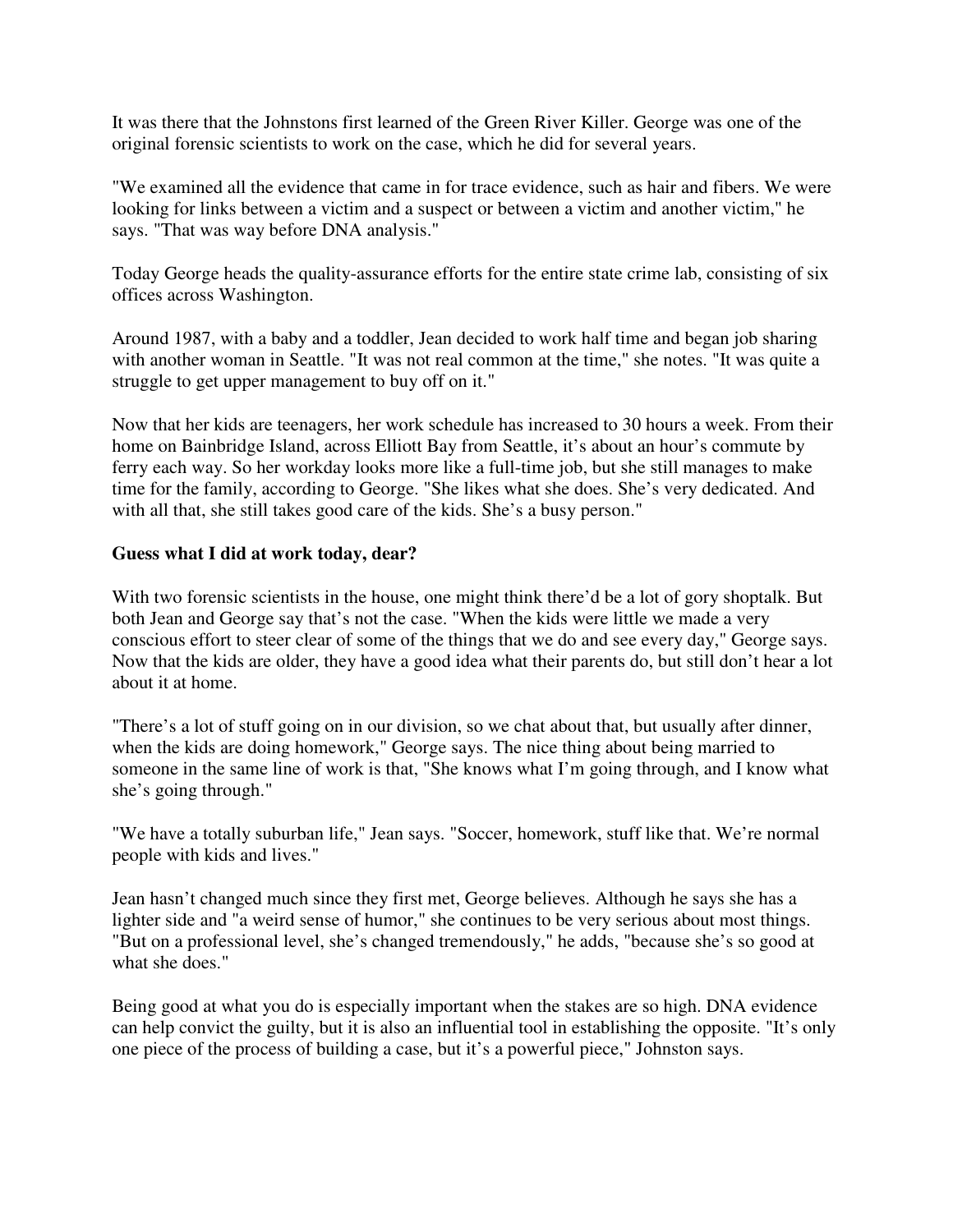It was there that the Johnstons first learned of the Green River Killer. George was one of the original forensic scientists to work on the case, which he did for several years.

"We examined all the evidence that came in for trace evidence, such as hair and fibers. We were looking for links between a victim and a suspect or between a victim and another victim," he says. "That was way before DNA analysis."

Today George heads the quality-assurance efforts for the entire state crime lab, consisting of six offices across Washington.

Around 1987, with a baby and a toddler, Jean decided to work half time and began job sharing with another woman in Seattle. "It was not real common at the time," she notes. "It was quite a struggle to get upper management to buy off on it."

Now that her kids are teenagers, her work schedule has increased to 30 hours a week. From their home on Bainbridge Island, across Elliott Bay from Seattle, it's about an hour's commute by ferry each way. So her workday looks more like a full-time job, but she still manages to make time for the family, according to George. "She likes what she does. She's very dedicated. And with all that, she still takes good care of the kids. She's a busy person."

**Guess what I did at work today, dear?**

With two forensic scientists in the house, one might think there'd be a lot of gory shoptalk. But both Jean and George say that's not the case. "When the kids were little we made a very conscious effort to steer clear of some of the things that we do and see every day," George says. Now that the kids are older, they have a good idea what their parents do, but still don't hear a lot about it at home.

"There's a lot of stuff going on in our division, so we chat about that, but usually after dinner, when the kids are doing homework," George says. The nice thing about being married to someone in the same line of work is that, "She knows what I'm going through, and I know what she's going through."

"We have a totally suburban life," Jean says. "Soccer, homework, stuff like that. We're normal people with kids and lives."

Jean hasn't changed much since they first met, George believes. Although he says she has a lighter side and "a weird sense of humor," she continues to be very serious about most things. "But on a professional level, she's changed tremendously," he adds, "because she's so good at what she does."

Being good at what you do is especially important when the stakes are so high. DNA evidence can help convict the guilty, but it is also an influential tool in establishing the opposite. "It's only one piece of the process of building a case, but it's a powerful piece," Johnston says.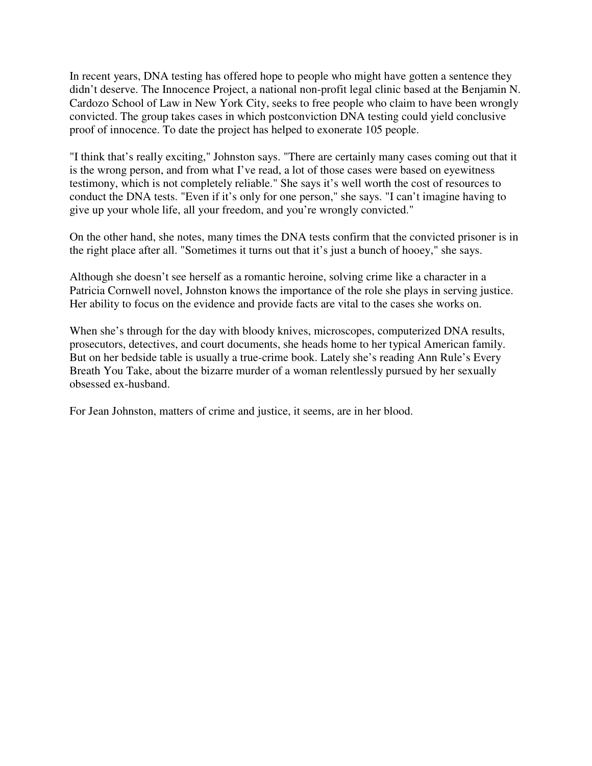In recent years, DNA testing has offered hope to people who might have gotten a sentence they didn't deserve. The Innocence Project, a national non-profit legal clinic based at the Benjamin N. Cardozo School of Law in New York City, seeks to free people who claim to have been wrongly convicted. The group takes cases in which postconviction DNA testing could yield conclusive proof of innocence. To date the project has helped to exonerate 105 people.

"I think that's really exciting," Johnston says. "There are certainly many cases coming out that it is the wrong person, and from what I've read, a lot of those cases were based on eyewitness testimony, which is not completely reliable." She says it's well worth the cost of resources to conduct the DNA tests. "Even if it's only for one person," she says. "I can't imagine having to give up your whole life, all your freedom, and you're wrongly convicted."

On the other hand, she notes, many times the DNA tests confirm that the convicted prisoner is in the right place after all. "Sometimes it turns out that it's just a bunch of hooey," she says.

Although she doesn't see herself as a romantic heroine, solving crime like a character in a Patricia Cornwell novel, Johnston knows the importance of the role she plays in serving justice. Her ability to focus on the evidence and provide facts are vital to the cases she works on.

When she's through for the day with bloody knives, microscopes, computerized DNA results, prosecutors, detectives, and court documents, she heads home to her typical American family. But on her bedside table is usually a true-crime book. Lately she's reading Ann Rule's Every Breath You Take, about the bizarre murder of a woman relentlessly pursued by her sexually obsessed ex-husband.

For Jean Johnston, matters of crime and justice, it seems, are in her blood.